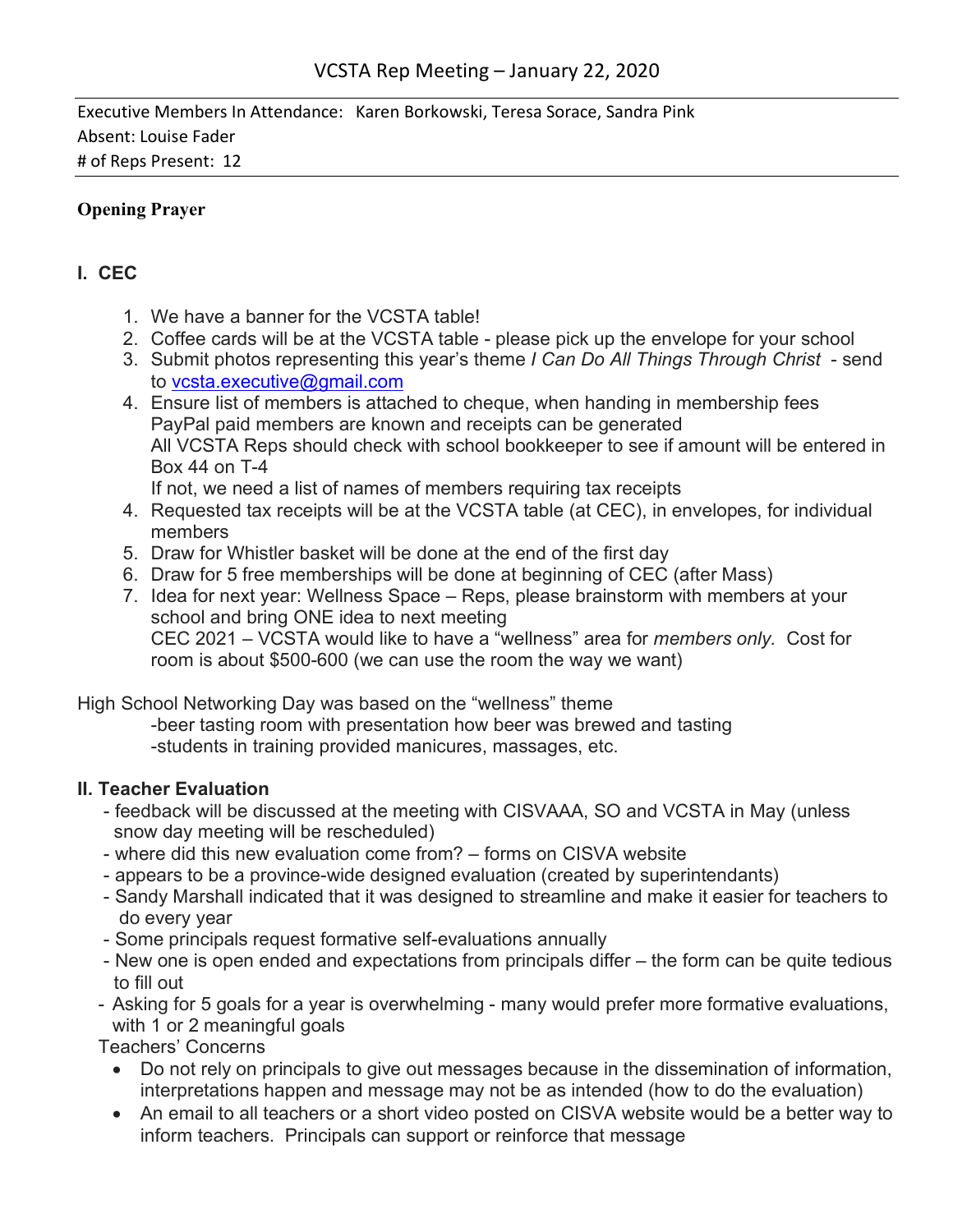# VCSTA Rep Meeting – January 22, 2020

Executive Members In Attendance: Karen Borkowski, Teresa Sorace, Sandra Pink
Absent: Louise Fader
# of Reps Present: 12

**Opening Prayer**

## I. CEC

1. We have a banner for the VCSTA table!
2. Coffee cards will be at the VCSTA table - please pick up the envelope for your school
3. Submit photos representing this year's theme *I Can Do All Things Through Christ* - send to vcsta.executive@gmail.com
4. Ensure list of members is attached to cheque, when handing in membership fees
   PayPal paid members are known and receipts can be generated
   All VCSTA Reps should check with school bookkeeper to see if amount will be entered in Box 44 on T-4
   If not, we need a list of names of members requiring tax receipts
4. Requested tax receipts will be at the VCSTA table (at CEC), in envelopes, for individual members
5. Draw for Whistler basket will be done at the end of the first day
6. Draw for 5 free memberships will be done at beginning of CEC (after Mass)
7. Idea for next year: Wellness Space – Reps, please brainstorm with members at your school and bring ONE idea to next meeting
   CEC 2021 – VCSTA would like to have a "wellness" area for *members only.* Cost for room is about $500-600 (we can use the room the way we want)

High School Networking Day was based on the "wellness" theme
-beer tasting room with presentation how beer was brewed and tasting
-students in training provided manicures, massages, etc.

## II. Teacher Evaluation

- feedback will be discussed at the meeting with CISVAAA, SO and VCSTA in May (unless snow day meeting will be rescheduled)
- where did this new evaluation come from? – forms on CISVA website
- appears to be a province-wide designed evaluation (created by superintendants)
- Sandy Marshall indicated that it was designed to streamline and make it easier for teachers to do every year
- Some principals request formative self-evaluations annually
- New one is open ended and expectations from principals differ – the form can be quite tedious to fill out
- Asking for 5 goals for a year is overwhelming - many would prefer more formative evaluations, with 1 or 2 meaningful goals

Teachers' Concerns

- Do not rely on principals to give out messages because in the dissemination of information, interpretations happen and message may not be as intended (how to do the evaluation)
- An email to all teachers or a short video posted on CISVA website would be a better way to inform teachers. Principals can support or reinforce that message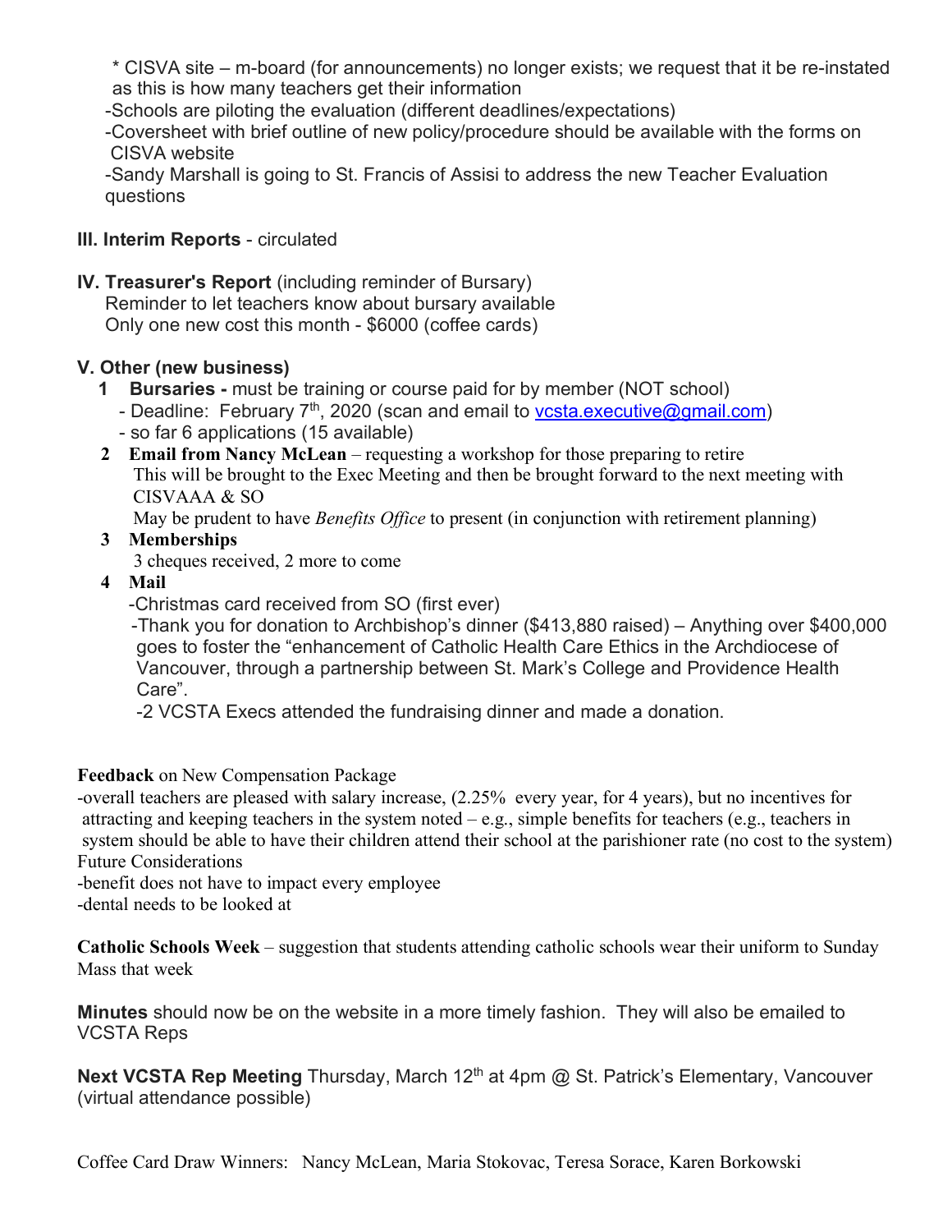* CISVA site – m-board (for announcements) no longer exists; we request that it be re-instated as this is how many teachers get their information

-Schools are piloting the evaluation (different deadlines/expectations)

-Coversheet with brief outline of new policy/procedure should be available with the forms on CISVA website

-Sandy Marshall is going to St. Francis of Assisi to address the new Teacher Evaluation questions

**III. Interim Reports** - circulated

**IV. Treasurer's Report** (including reminder of Bursary)

Reminder to let teachers know about bursary available

Only one new cost this month - $6000 (coffee cards)

**V. Other (new business)**

1. **Bursaries -** must be training or course paid for by member (NOT school)
   - Deadline: February 7th, 2020 (scan and email to vcsta.executive@gmail.com)
   - so far 6 applications (15 available)
2. **Email from Nancy McLean** – requesting a workshop for those preparing to retire
   This will be brought to the Exec Meeting and then be brought forward to the next meeting with CISVAAA & SO
   May be prudent to have *Benefits Office* to present (in conjunction with retirement planning)
3. **Memberships**
   3 cheques received, 2 more to come
4. **Mail**
   -Christmas card received from SO (first ever)
   -Thank you for donation to Archbishop's dinner ($413,880 raised) – Anything over $400,000 goes to foster the "enhancement of Catholic Health Care Ethics in the Archdiocese of Vancouver, through a partnership between St. Mark's College and Providence Health Care".
   -2 VCSTA Execs attended the fundraising dinner and made a donation.

**Feedback** on New Compensation Package

-overall teachers are pleased with salary increase, (2.25% every year, for 4 years), but no incentives for attracting and keeping teachers in the system noted – e.g., simple benefits for teachers (e.g., teachers in system should be able to have their children attend their school at the parishioner rate (no cost to the system)

Future Considerations

-benefit does not have to impact every employee

-dental needs to be looked at

**Catholic Schools Week** – suggestion that students attending catholic schools wear their uniform to Sunday Mass that week

**Minutes** should now be on the website in a more timely fashion. They will also be emailed to VCSTA Reps

**Next VCSTA Rep Meeting** Thursday, March 12th at 4pm @ St. Patrick's Elementary, Vancouver (virtual attendance possible)

Coffee Card Draw Winners: Nancy McLean, Maria Stokovac, Teresa Sorace, Karen Borkowski